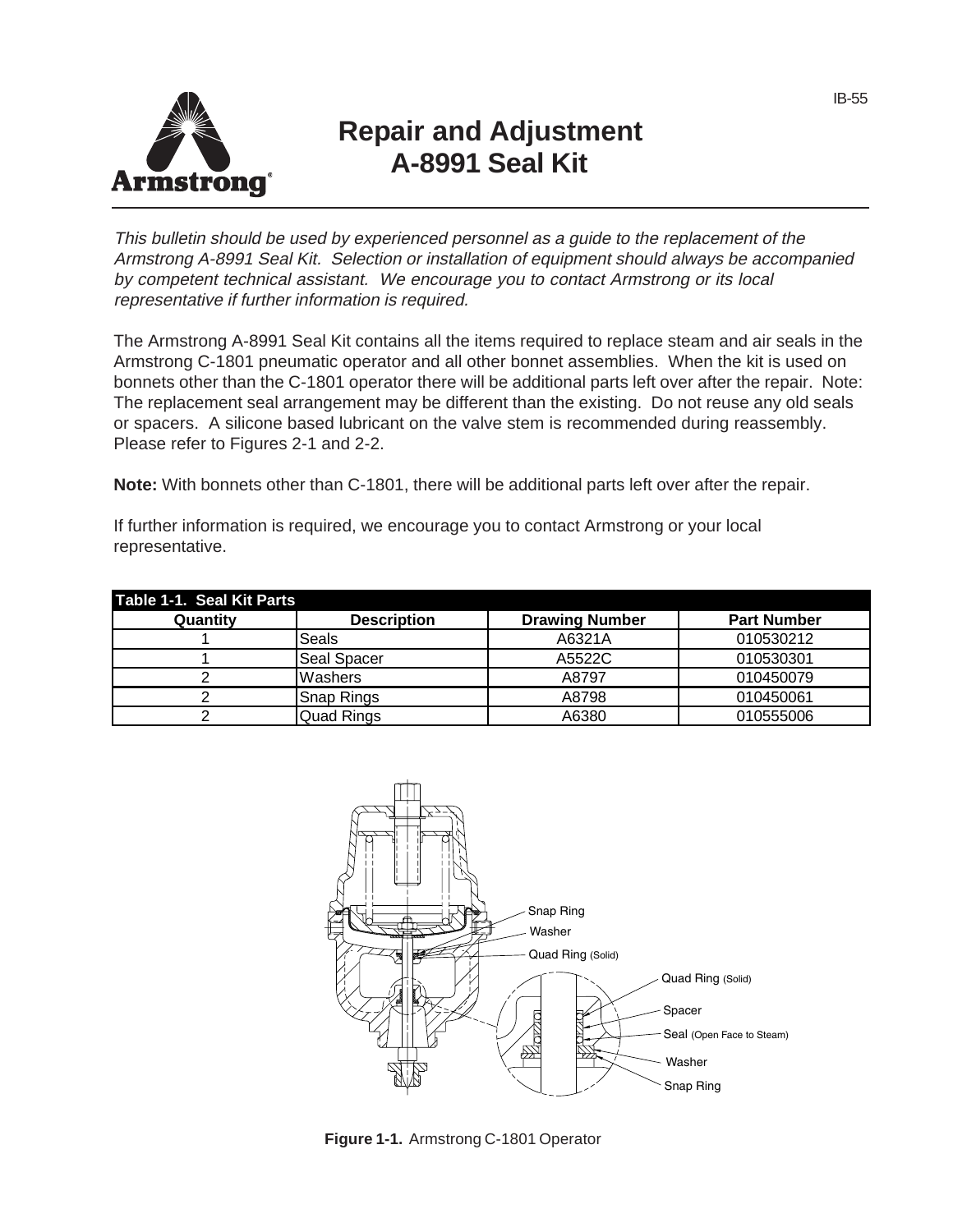# Repair and Adjustment A-8991 Seal Kit

*This bulletin should be used by experienced personnel as a guide to the replacement of the Armstrong A-8991 Seal Kit. Selection or installation of equipment should always be accompanied by competent technical assistant. We encourage you to contact Armstrong or its local representative if further information is required.*

The Armstrong A-8991 Seal Kit contains all the items required to replace steam and air seals in the Armstrong C-1801 pneumatic operator and all other bonnet assemblies. When the kit is used on bonnets other than the C-1801 operator there will be additional parts left over after the repair. Note: The replacement seal arrangement may be different than the existing. Do not reuse any old seals or spacers. A silicone based lubricant on the valve stem is recommended during reassembly. Please refer to Figures 2-1 and 2-2.

**Note:** With bonnets other than C-1801, there will be additional parts left over after the repair.

If further information is required, we encourage you to contact Armstrong or your local representative.

**Table 1-1. Seal Kit Parts**

| Quantity | Description | Drawing Number | Part Number |
|---|---|---|---|
| 1 | Seals | A6321A | 010530212 |
| 1 | Seal Spacer | A5522C | 010530301 |
| 2 | Washers | A8797 | 010450079 |
| 2 | Snap Rings | A8798 | 010450061 |
| 2 | Quad Rings | A6380 | 010555006 |

Snap Ring
Washer
Quad Ring (Solid)
Quad Ring (Solid)
Spacer
Seal (Open Face to Steam)
Washer
Snap Ring

**Figure 1-1.** Armstrong C-1801 Operator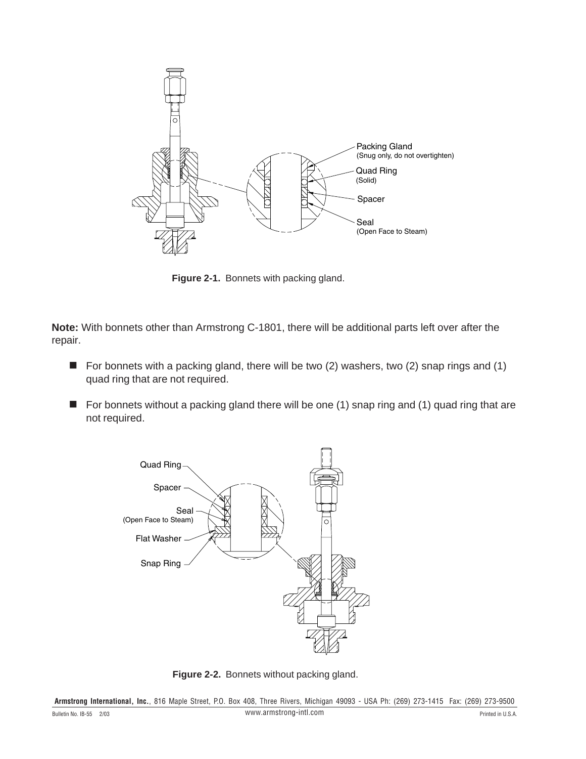Packing Gland
(Snug only, do not overtighten)

Quad Ring
(Solid)

Spacer

Seal
(Open Face to Steam)

**Figure 2-1.** Bonnets with packing gland.

**Note:** With bonnets other than Armstrong C-1801, there will be additional parts left over after the repair.

- For bonnets with a packing gland, there will be two (2) washers, two (2) snap rings and (1) quad ring that are not required.
- For bonnets without a packing gland there will be one (1) snap ring and (1) quad ring that are not required.

Quad Ring

Spacer

Seal
(Open Face to Steam)

Flat Washer

Snap Ring

**Figure 2-2.** Bonnets without packing gland.

**Armstrong International, Inc.**, 816 Maple Street, P.O. Box 408, Three Rivers, Michigan 49093 - USA Ph: (269) 273-1415 Fax: (269) 273-9500
www.armstrong-intl.com

Bulletin No. IB-55 2/03

Printed in U.S.A.